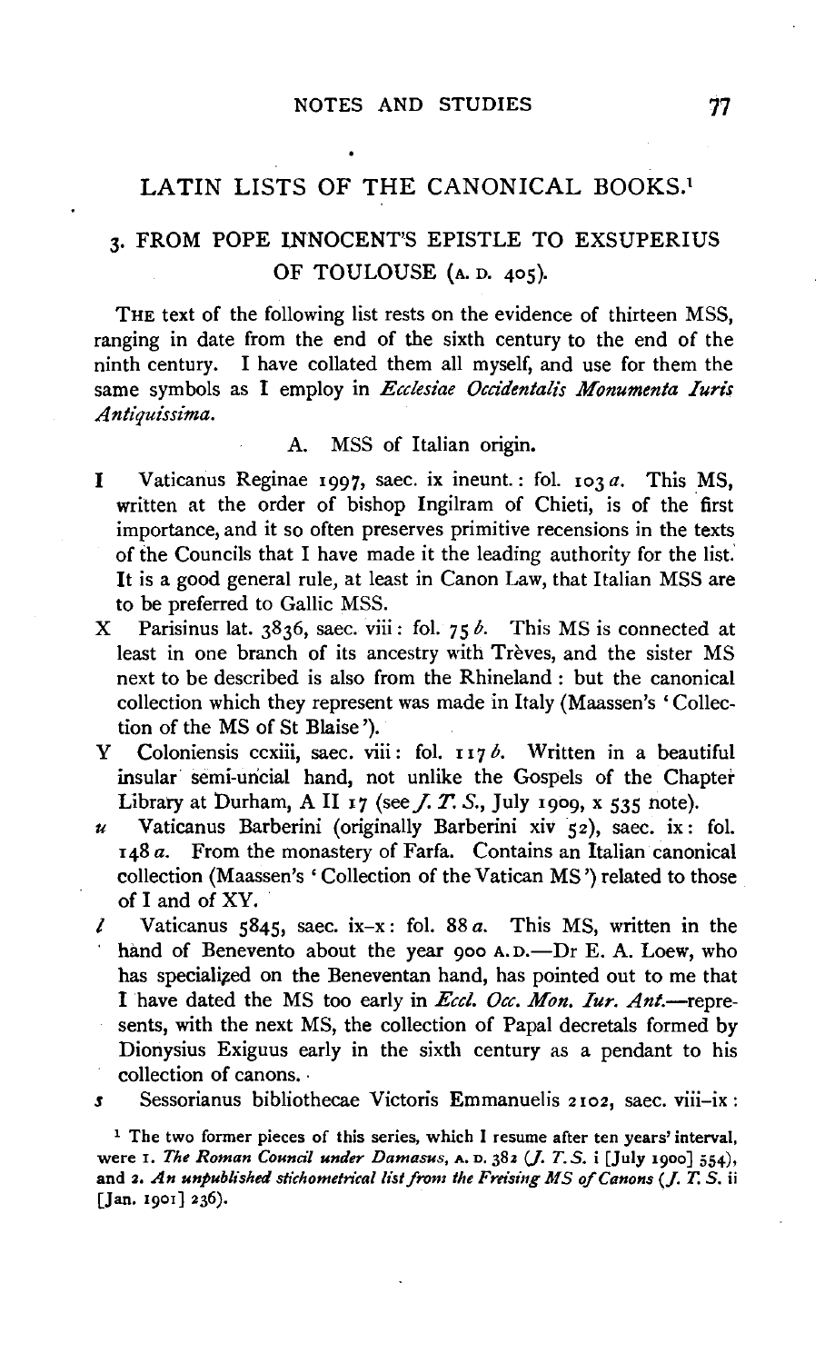## LATIN LISTS OF THE CANONICAL BOOKS.[1]

### 3. FROM POPE INNOCENT'S EPISTLE TO EXSUPERIUS OF TOULOUSE (A. D. 405).

THE text of the following list rests on the evidence of thirteen MSS, ranging in date from the end of the sixth century to the end of the ninth century. I have collated them all myself, and use for them the same symbols as I employ in *Ecclesiae Occidentalis Monumenta Iuris Antiquissima*.

A. MSS of Italian origin.

- **I** Vaticanus Reginae 1997, saec. ix ineunt.: fol. 103 *a*. This MS, written at the order of bishop Ingilram of Chieti, is of the first importance, and it so often preserves primitive recensions in the texts of the Councils that I have made it the leading authority for the list. It is a good general rule, at least in Canon Law, that Italian MSS are to be preferred to Gallic MSS.
- **X** Parisinus lat. 3836, saec. viii: fol. 75 *b*. This MS is connected at least in one branch of its ancestry with Trèves, and the sister MS next to be described is also from the Rhineland: but the canonical collection which they represent was made in Italy (Maassen's 'Collection of the MS of St Blaise').
- **Y** Coloniensis ccxiii, saec. viii: fol. 117 *b*. Written in a beautiful insular semi-uncial hand, not unlike the Gospels of the Chapter Library at Durham, A II 17 (see *J. T. S.*, July 1909, x 535 note).
- ***u*** Vaticanus Barberini (originally Barberini xiv 52), saec. ix: fol. 148 *a*. From the monastery of Farfa. Contains an Italian canonical collection (Maassen's 'Collection of the Vatican MS') related to those of I and of XY.
- ***l*** Vaticanus 5845, saec. ix–x: fol. 88 *a*. This MS, written in the hand of Benevento about the year 900 A. D.—Dr E. A. Loew, who has specialized on the Beneventan hand, has pointed out to me that I have dated the MS too early in *Eccl. Occ. Mon. Iur. Ant.*—represents, with the next MS, the collection of Papal decretals formed by Dionysius Exiguus early in the sixth century as a pendant to his collection of canons.
- ***s*** Sessorianus bibliothecae Victoris Emmanuelis 2102, saec. viii–ix:

[1] The two former pieces of this series, which I resume after ten years' interval, were 1. *The Roman Council under Damasus*, A. D. 382 (*J. T. S.* i [July 1900] 554), and 2. *An unpublished stichometrical list from the Freising MS of Canons* (*J. T. S.* ii [Jan. 1901] 236).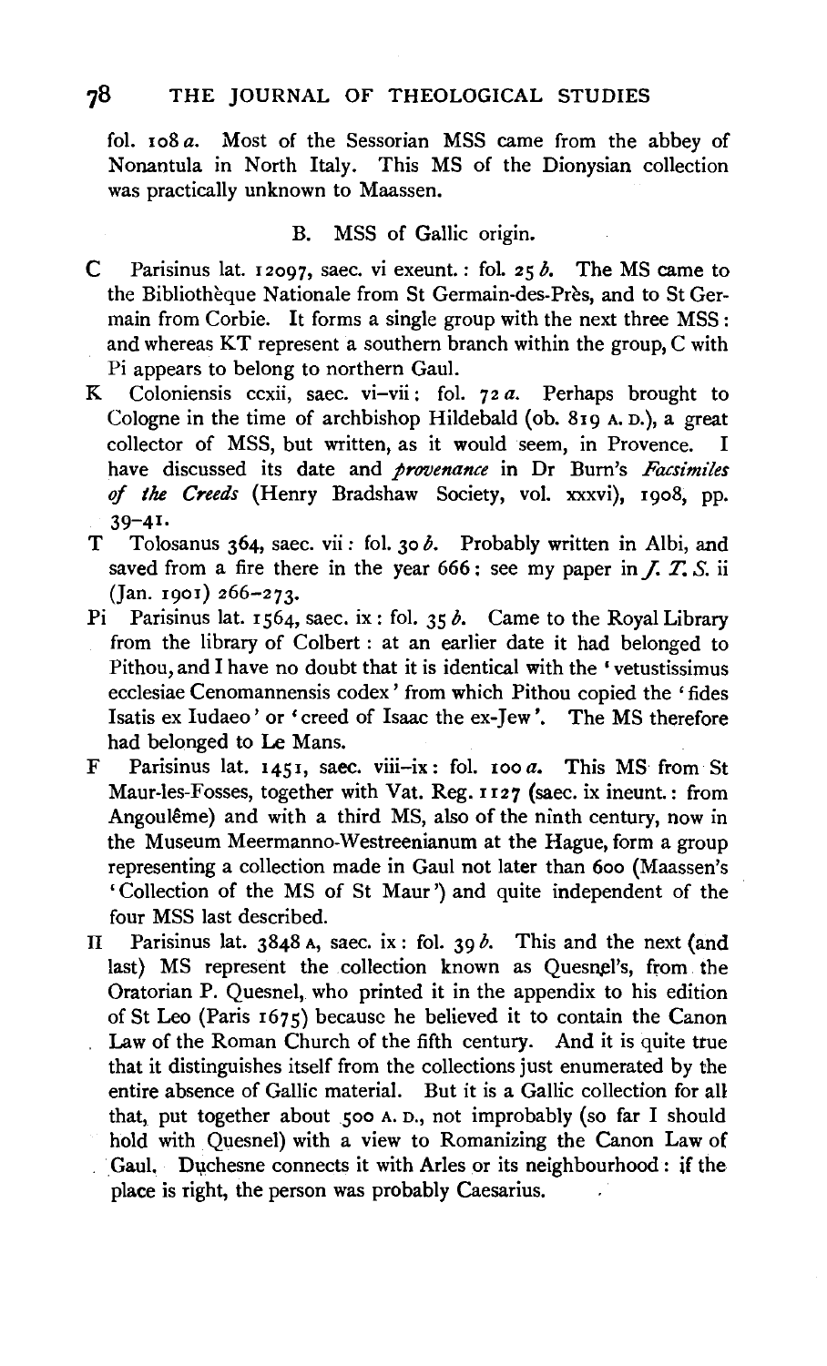fol. 108 *a*. Most of the Sessorian MSS came from the abbey of Nonantula in North Italy. This MS of the Dionysian collection was practically unknown to Maassen.

### B. MSS of Gallic origin.

C Parisinus lat. 12097, saec. vi exeunt.: fol. 25 *b*. The MS came to the Bibliothèque Nationale from St Germain-des-Près, and to St Germain from Corbie. It forms a single group with the next three MSS: and whereas KT represent a southern branch within the group, C with Pi appears to belong to northern Gaul.

K Coloniensis ccxii, saec. vi–vii: fol. 72 *a*. Perhaps brought to Cologne in the time of archbishop Hildebald (ob. 819 A. D.), a great collector of MSS, but written, as it would seem, in Provence. I have discussed its date and *provenance* in Dr Burn's *Facsimiles of the Creeds* (Henry Bradshaw Society, vol. xxxvi), 1908, pp. 39–41.

T Tolosanus 364, saec. vii: fol. 30 *b*. Probably written in Albi, and saved from a fire there in the year 666: see my paper in *J. T. S.* ii (Jan. 1901) 266–273.

Pi Parisinus lat. 1564, saec. ix: fol. 35 *b*. Came to the Royal Library from the library of Colbert: at an earlier date it had belonged to Pithou, and I have no doubt that it is identical with the 'vetustissimus ecclesiae Cenomannensis codex' from which Pithou copied the 'fides Isatis ex Iudaeo' or 'creed of Isaac the ex-Jew'. The MS therefore had belonged to Le Mans.

F Parisinus lat. 1451, saec. viii–ix: fol. 100 *a*. This MS from St Maur-les-Fosses, together with Vat. Reg. 1127 (saec. ix ineunt.: from Angoulême) and with a third MS, also of the ninth century, now in the Museum Meermanno-Westreenianum at the Hague, form a group representing a collection made in Gaul not later than 600 (Maassen's 'Collection of the MS of St Maur') and quite independent of the four MSS last described.

Π Parisinus lat. 3848 A, saec. ix: fol. 39 *b*. This and the next (and last) MS represent the collection known as Quesnel's, from the Oratorian P. Quesnel, who printed it in the appendix to his edition of St Leo (Paris 1675) because he believed it to contain the Canon Law of the Roman Church of the fifth century. And it is quite true that it distinguishes itself from the collections just enumerated by the entire absence of Gallic material. But it is a Gallic collection for all that, put together about 500 A. D., not improbably (so far I should hold with Quesnel) with a view to Romanizing the Canon Law of Gaul. Duchesne connects it with Arles or its neighbourhood: if the place is right, the person was probably Caesarius.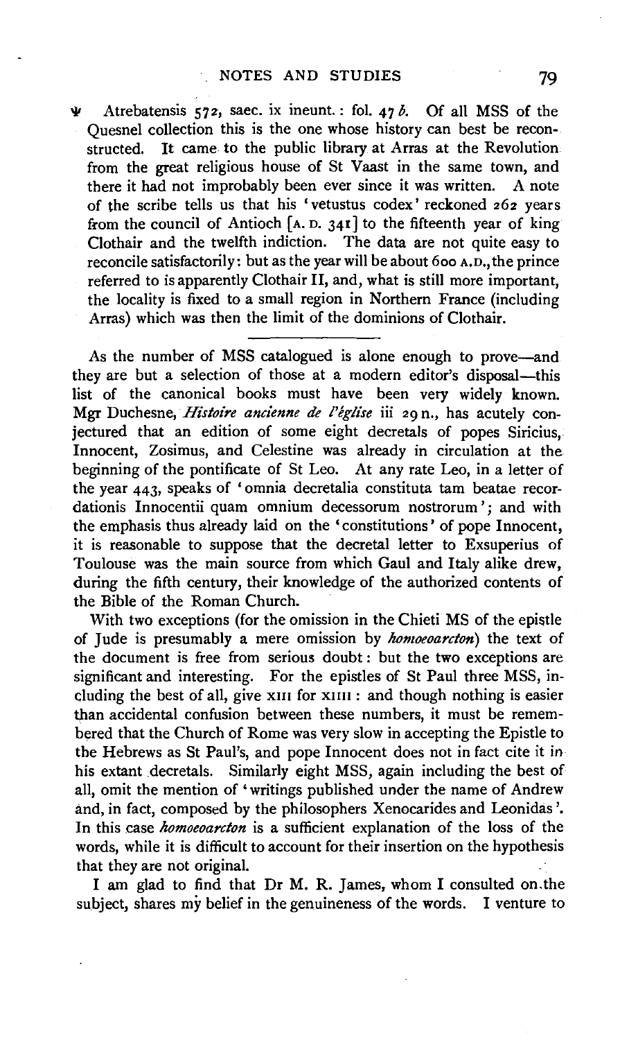Ψ Atrebatensis 572, saec. ix ineunt.: fol. 47 *b*. Of all MSS of the Quesnel collection this is the one whose history can best be reconstructed. It came to the public library at Arras at the Revolution from the great religious house of St Vaast in the same town, and there it had not improbably been ever since it was written. A note of the scribe tells us that his 'vetustus codex' reckoned 262 years from the council of Antioch [A. D. 341] to the fifteenth year of king Clothair and the twelfth indiction. The data are not quite easy to reconcile satisfactorily: but as the year will be about 600 A.D., the prince referred to is apparently Clothair II, and, what is still more important, the locality is fixed to a small region in Northern France (including Arras) which was then the limit of the dominions of Clothair.

---

As the number of MSS catalogued is alone enough to prove—and they are but a selection of those at a modern editor's disposal—this list of the canonical books must have been very widely known. Mgr Duchesne, *Histoire ancienne de l'église* iii 29 n., has acutely conjectured that an edition of some eight decretals of popes Siricius, Innocent, Zosimus, and Celestine was already in circulation at the beginning of the pontificate of St Leo. At any rate Leo, in a letter of the year 443, speaks of 'omnia decretalia constituta tam beatae recordationis Innocentii quam omnium decessorum nostrorum'; and with the emphasis thus already laid on the 'constitutions' of pope Innocent, it is reasonable to suppose that the decretal letter to Exsuperius of Toulouse was the main source from which Gaul and Italy alike drew, during the fifth century, their knowledge of the authorized contents of the Bible of the Roman Church.

With two exceptions (for the omission in the Chieti MS of the epistle of Jude is presumably a mere omission by ***homoeoarcton***) the text of the document is free from serious doubt: but the two exceptions are significant and interesting. For the epistles of St Paul three MSS, including the best of all, give XIII for XIIII: and though nothing is easier than accidental confusion between these numbers, it must be remembered that the Church of Rome was very slow in accepting the Epistle to the Hebrews as St Paul's, and pope Innocent does not in fact cite it in his extant decretals. Similarly eight MSS, again including the best of all, omit the mention of 'writings published under the name of Andrew and, in fact, composed by the philosophers Xenocarides and Leonidas'. In this case ***homoeoarcton*** is a sufficient explanation of the loss of the words, while it is difficult to account for their insertion on the hypothesis that they are not original.

I am glad to find that Dr M. R. James, whom I consulted on the subject, shares my belief in the genuineness of the words. I venture to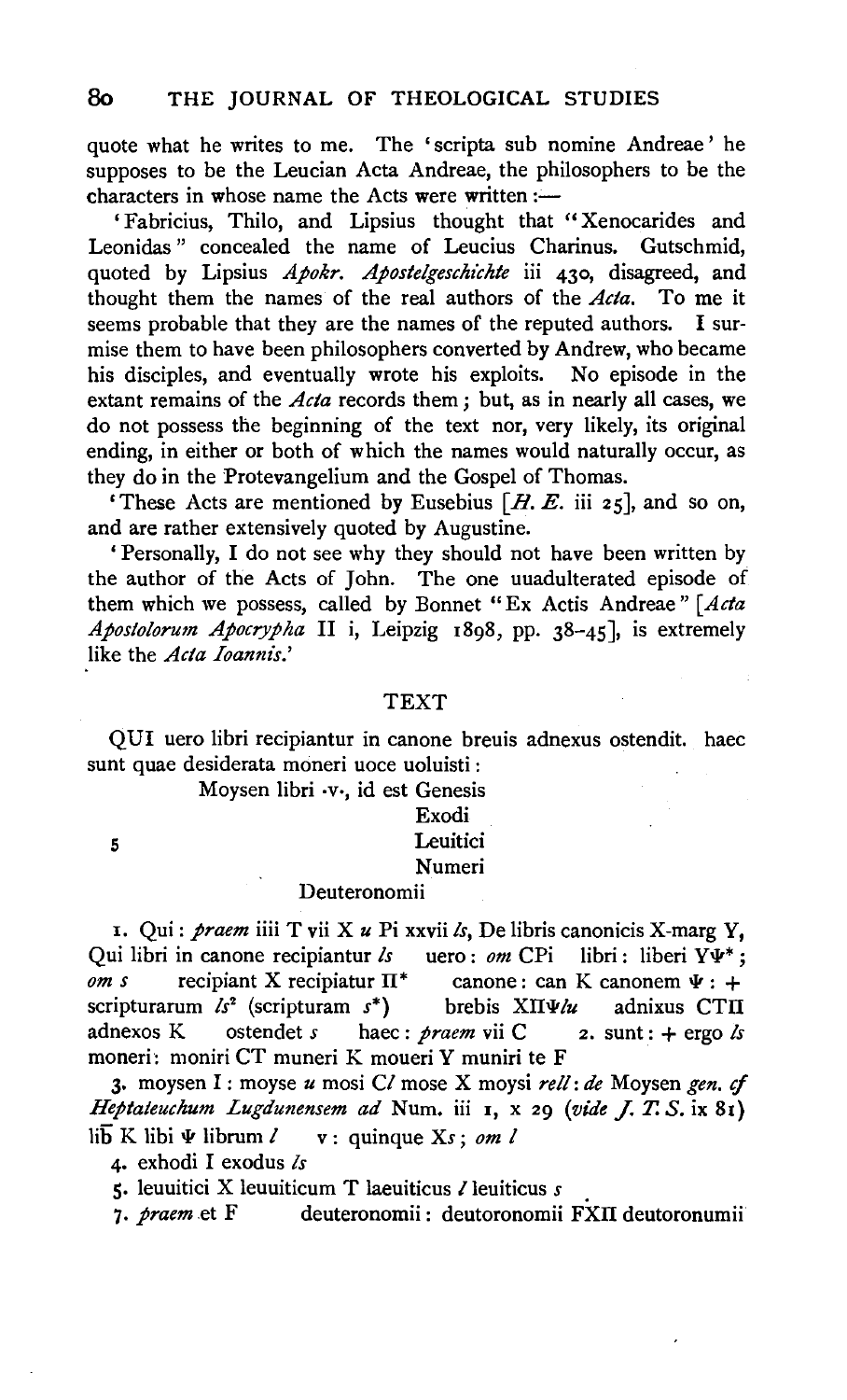quote what he writes to me. The 'scripta sub nomine Andreae' he supposes to be the Leucian Acta Andreae, the philosophers to be the characters in whose name the Acts were written:—

'Fabricius, Thilo, and Lipsius thought that "Xenocarides and Leonidas" concealed the name of Leucius Charinus. Gutschmid, quoted by Lipsius *Apokr. Apostelgeschichte* iii 430, disagreed, and thought them the names of the real authors of the *Acta*. To me it seems probable that they are the names of the reputed authors. I surmise them to have been philosophers converted by Andrew, who became his disciples, and eventually wrote his exploits. No episode in the extant remains of the *Acta* records them; but, as in nearly all cases, we do not possess the beginning of the text nor, very likely, its original ending, in either or both of which the names would naturally occur, as they do in the Protevangelium and the Gospel of Thomas.

'These Acts are mentioned by Eusebius [*H. E.* iii 25], and so on, and are rather extensively quoted by Augustine.

'Personally, I do not see why they should not have been written by the author of the Acts of John. The one uuadulterated episode of them which we possess, called by Bonnet "Ex Actis Andreae" [*Acta Apostolorum Apocrypha* II i, Leipzig 1898, pp. 38–45], is extremely like the *Acta Ioannis*.'

## TEXT

QUI uero libri recipiantur in canone breuis adnexus ostendit. haec sunt quae desiderata moneri uoce uoluisti:

Moysen libri ·v·, id est Genesis
Exodi
5 Leuitici
Numeri
Deuteronomii

1. Qui: *praem* iiii T vii X *u* Pi xxvii *ls*, De libris canonicis X-marg Y, Qui libri in canone recipiantur *ls* uero: *om* CPi libri: liberi YΨ*; *om s* recipiant X recipiatur Π* canone: can K canonem Ψ: + scripturarum *ls*² (scripturam *s**) brebis XΠΨ*lu* adnixus CTΠ adnexos K ostendet *s* haec: *praem* vii C 2. sunt: + ergo *ls* moneri: moniri CT muneri K moueri Y muniri te F

3. moysen I: moyse *u* mosi C*l* mose X moysi *rell*: *de* Moysen *gen. cf Heptateuchum Lugdunensem ad* Num. iii 1, x 29 (*vide J. T. S.* ix 81) lib̄ K libi Ψ librum *l* v: quinque X*s*; *om l*

4. exhodi I exodus *ls*

5. leuuitici X leuuiticum T laeuiticus *l* leuiticus *s*

7. *praem* et F deuteronomii: deutoronomii FXΠ deutoronumii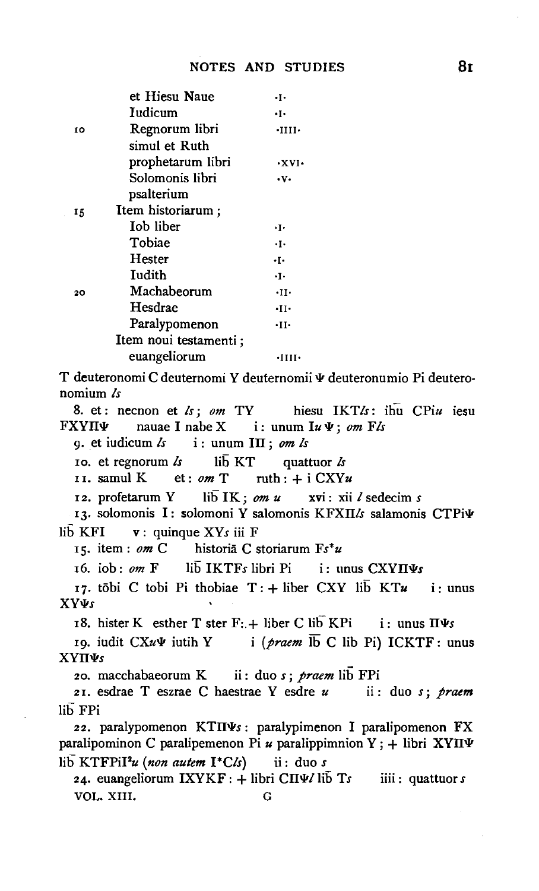|    |    |    |
|---|---|---|
|    | et Hiesu Naue | ·I· |
|    | Iudicum | ·I· |
| 10 | Regnorum libri | ·IIII· |
|    | simul et Ruth |    |
|    | prophetarum libri | ·XVI· |
|    | Solomonis libri | ·V· |
|    | psalterium |    |
| 15 | Item historiarum ; |    |
|    | Iob liber | ·I· |
|    | Tobiae | ·I· |
|    | Hester | ·I· |
|    | Iudith | ·I· |
| 20 | Machabeorum | ·II· |
|    | Hesdrae | ·II· |
|    | Paralypomenon | ·II· |
|    | Item noui testamenti ; |    |
|    | euangeliorum | ·IIII· |

T deuteronomi C deuternomi Y deuternomii Ψ deuteronumio Pi deuteronomium *ls*

8. et: necnon et *ls*; *om* TY   hiesu IKT*ls*: ihu CPi*u* iesu FXYΠΨ   nauae I nabe X   i: unum I*u* Ψ; *om* F*ls*

9. et iudicum *ls*   i: unum IΠ; *om ls*

10. et regnorum *ls*   lib̄ KT   quattuor *ls*

11. samul K   et: *om* T   ruth: + i CXY*u*

12. profetarum Y   lib̄ IK; *om u*   xvi: xii *l* sedecim *s*

13. solomonis I: solomoni Y salomonis KFXΠ*ls* salamonis CTPiΨ lib̄ KFI   v: quinque XY*s* iii F

15. item: *om* C   historiā C storiarum F*s*\**u*

16. iob: *om* F   lib̄ IKTF*s* libri Pi   i: unus CXYΠΨ*s*

17. tōbi C tobi Pi thobiae T: + liber CXY lib̄ KT*u*   i: unus XYΨ*s*

18. hister K esther T ster F: + liber C lib̄ KPi   i: unus ΠΨ*s*

19. iudit CX*u*Ψ iutih Y   i (*praem* l̄b C lib Pi) ICKTF: unus XYΠΨ*s*

20. macchabaeorum K   ii: duo *s*; *praem* lib̄ FPi

21. esdrae T eszrae C haestrae Y esdre *u*   ii: duo *s*; *praem* lib̄ FPi

22. paralypomenon KTΠΨ*s*: paralypimenon I paralipomenon FX paralipominon C paralipemenon Pi *u* paralippimnion Y; + libri XYΠΨ lib̄ KTFPiI[2]*u* (*non autem* I\*C*ls*)   ii: duo *s*

24. euangeliorum IXYKF: + libri CΠΨ*l* lib̄ T*s*   iiii: quattuor *s*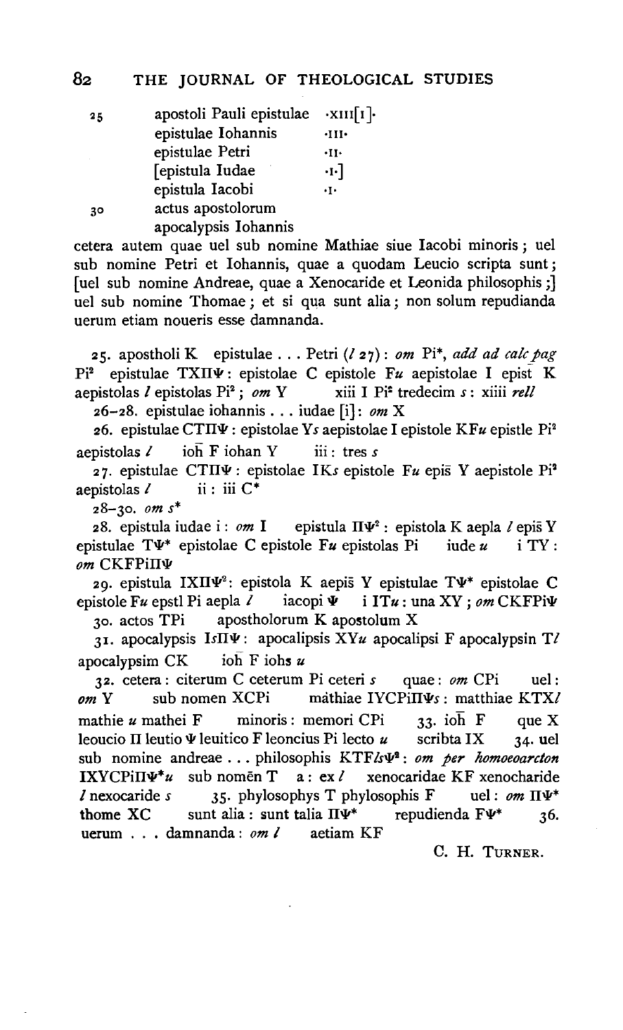| | | |
|---|---|---|
| 25 | apostoli Pauli epistulae | ·XIII[I]· |
| | epistulae Iohannis | ·III· |
| | epistulae Petri | ·II· |
| | [epistula Iudae | ·I·] |
| | epistula Iacobi | ·I· |
| 30 | actus apostolorum | |
| | apocalypsis Iohannis | |

cetera autem quae uel sub nomine Mathiae siue Iacobi minoris; uel sub nomine Petri et Iohannis, quae a quodam Leucio scripta sunt; [uel sub nomine Andreae, quae a Xenocaride et Leonida philosophis;] uel sub nomine Thomae; et si qua sunt alia; non solum repudianda uerum etiam noueris esse damnanda.

25. apostholi K epistulae ... Petri (*l* 27): *om* Pi\*, *add ad calc pag* Pi² epistulae TXΠΨ: epistolae C epistole F*u* aepistolae I epist K aepistolas *l* epistolas Pi²; *om* Y xiii I Pi² tredecim *s*: xiiii *rell*

26–28. epistulae iohannis ... iudae [i]: *om* X

26. epistulae CTΠΨ: epistolae Y*s* aepistolae I epistole KF*u* epistle Pi² aepistolas *l* ioh̄ F iohan Y iii: tres *s*

27. epistulae CTΠΨ: epistolae IK*s* epistole F*u* epis̄ Y aepistole Pi² aepistolas *l* ii: iii C\*

28–30. *om s*\*

28. epistula iudae i: *om* I epistula ΠΨ²: epistola K aepla *l* epis̄ Y epistulae TΨ\* epistolae C epistole F*u* epistolas Pi iude *u* i TY: *om* CKFPiΠΨ

29. epistula IXΠΨ²: epistola K aepis̄ Y epistulae TΨ\* epistolae C epistole F*u* epstl Pi aepla *l* iacopi Ψ i IT*u*: una XY; *om* CKFPiΨ

30. actos TPi apostholorum K apostolum X

31. apocalypsis I*s*ΠΨ: apocalipsis XY*u* apocalipsi F apocalypsin T*l* apocalypsim CK ioh̄ F iohs *u*

32. cetera: citerum C ceterum Pi ceteri *s* quae: *om* CPi uel: *om* Y sub nomen XCPi mathiae IYCPiΠΨ*s*: matthiae KTX*l* mathie *u* mathei F minoris: memori CPi 33. ioh̄ F que X leoucio Π leutio Ψ leuitico F leoncius Pi lecto *u* scribta IX 34. uel sub nomine andreae ... philosophis KTF*ls*Ψ²: *om per homoeoarcton* IXYCPiΠΨ\**u* sub nomēn T a: ex *l* xenocaridae KF xenocharide *l* nexocaride *s* 35. phylosophys T phylosophis F uel: *om* ΠΨ\* thome XC sunt alia: sunt talia ΠΨ\* repudienda FΨ\* 36. uerum ... damnanda: *om l* aetiam KF

C. H. Turner.